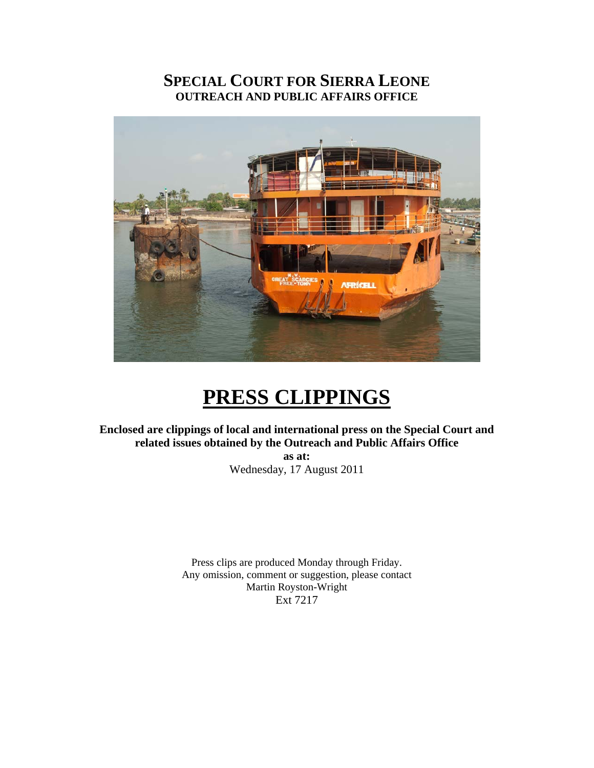# SPECIAL COURT FOR SIERRA LEONE
## OUTREACH AND PUBLIC AFFAIRS OFFICE

# PRESS CLIPPINGS

**Enclosed are clippings of local and international press on the Special Court and related issues obtained by the Outreach and Public Affairs Office**

**as at:**

Wednesday, 17 August 2011

Press clips are produced Monday through Friday.
Any omission, comment or suggestion, please contact
Martin Royston-Wright
Ext 7217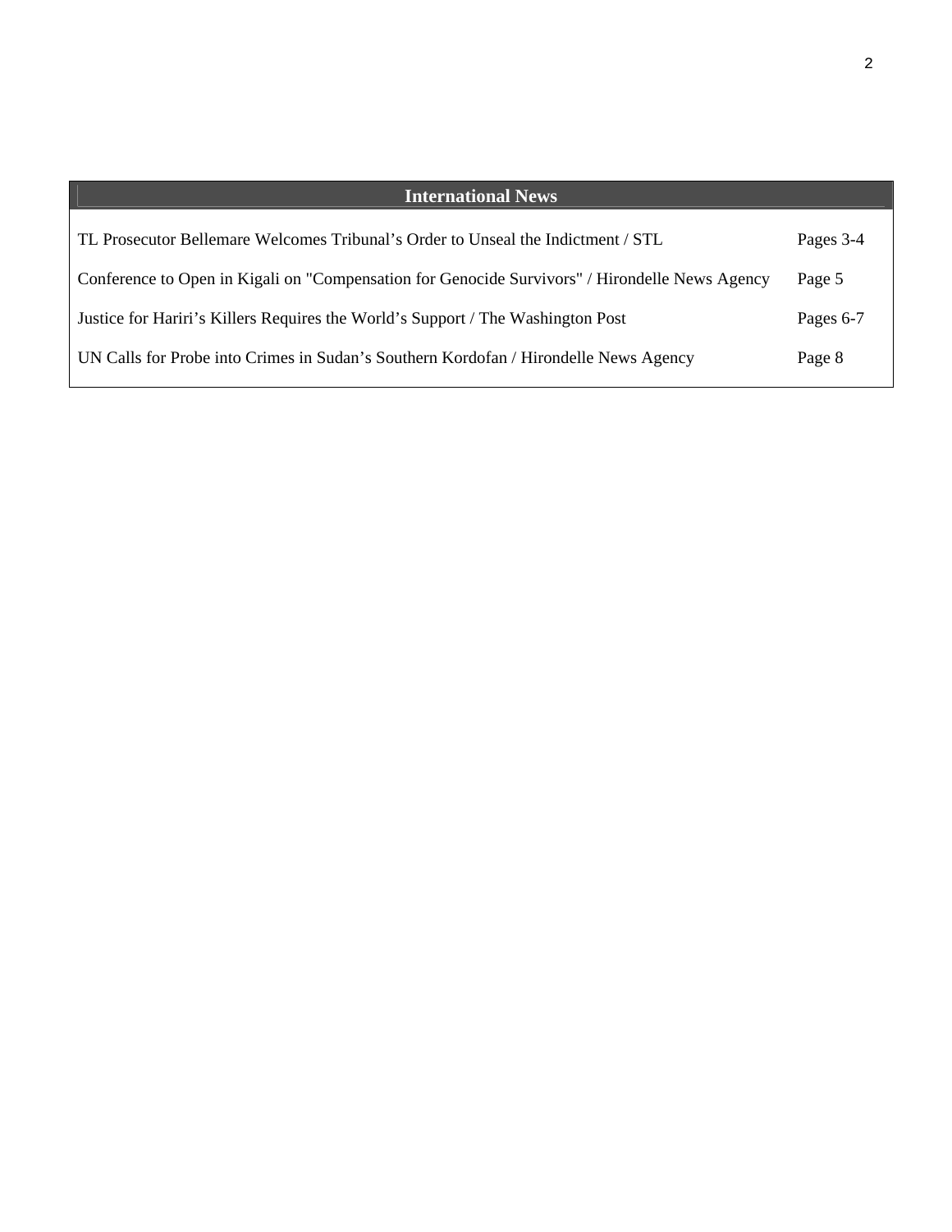| International News | |
|---|---|
| TL Prosecutor Bellemare Welcomes Tribunal’s Order to Unseal the Indictment / STL | Pages 3-4 |
| Conference to Open in Kigali on "Compensation for Genocide Survivors" / Hirondelle News Agency | Page 5 |
| Justice for Hariri’s Killers Requires the World’s Support / The Washington Post | Pages 6-7 |
| UN Calls for Probe into Crimes in Sudan’s Southern Kordofan / Hirondelle News Agency | Page 8 |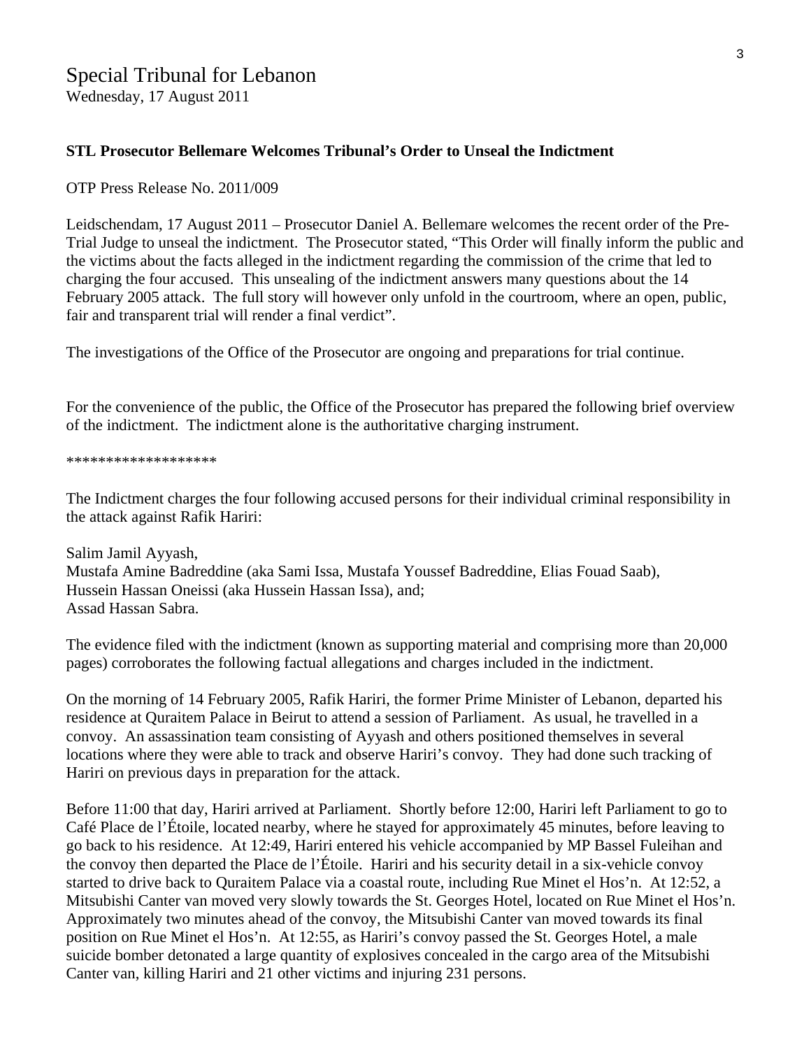# Special Tribunal for Lebanon

Wednesday, 17 August 2011

**STL Prosecutor Bellemare Welcomes Tribunal's Order to Unseal the Indictment**

OTP Press Release No. 2011/009

Leidschendam, 17 August 2011 – Prosecutor Daniel A. Bellemare welcomes the recent order of the Pre-Trial Judge to unseal the indictment. The Prosecutor stated, "This Order will finally inform the public and the victims about the facts alleged in the indictment regarding the commission of the crime that led to charging the four accused. This unsealing of the indictment answers many questions about the 14 February 2005 attack. The full story will however only unfold in the courtroom, where an open, public, fair and transparent trial will render a final verdict".

The investigations of the Office of the Prosecutor are ongoing and preparations for trial continue.

For the convenience of the public, the Office of the Prosecutor has prepared the following brief overview of the indictment. The indictment alone is the authoritative charging instrument.

******************

The Indictment charges the four following accused persons for their individual criminal responsibility in the attack against Rafik Hariri:

Salim Jamil Ayyash,
Mustafa Amine Badreddine (aka Sami Issa, Mustafa Youssef Badreddine, Elias Fouad Saab),
Hussein Hassan Oneissi (aka Hussein Hassan Issa), and;
Assad Hassan Sabra.

The evidence filed with the indictment (known as supporting material and comprising more than 20,000 pages) corroborates the following factual allegations and charges included in the indictment.

On the morning of 14 February 2005, Rafik Hariri, the former Prime Minister of Lebanon, departed his residence at Quraitem Palace in Beirut to attend a session of Parliament. As usual, he travelled in a convoy. An assassination team consisting of Ayyash and others positioned themselves in several locations where they were able to track and observe Hariri's convoy. They had done such tracking of Hariri on previous days in preparation for the attack.

Before 11:00 that day, Hariri arrived at Parliament. Shortly before 12:00, Hariri left Parliament to go to Café Place de l'Étoile, located nearby, where he stayed for approximately 45 minutes, before leaving to go back to his residence. At 12:49, Hariri entered his vehicle accompanied by MP Bassel Fuleihan and the convoy then departed the Place de l'Étoile. Hariri and his security detail in a six-vehicle convoy started to drive back to Quraitem Palace via a coastal route, including Rue Minet el Hos'n. At 12:52, a Mitsubishi Canter van moved very slowly towards the St. Georges Hotel, located on Rue Minet el Hos'n. Approximately two minutes ahead of the convoy, the Mitsubishi Canter van moved towards its final position on Rue Minet el Hos'n. At 12:55, as Hariri's convoy passed the St. Georges Hotel, a male suicide bomber detonated a large quantity of explosives concealed in the cargo area of the Mitsubishi Canter van, killing Hariri and 21 other victims and injuring 231 persons.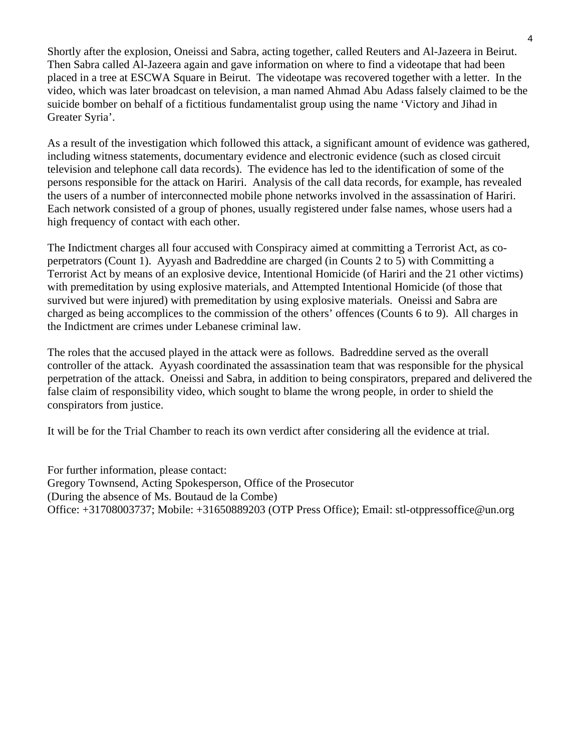Shortly after the explosion, Oneissi and Sabra, acting together, called Reuters and Al-Jazeera in Beirut. Then Sabra called Al-Jazeera again and gave information on where to find a videotape that had been placed in a tree at ESCWA Square in Beirut. The videotape was recovered together with a letter. In the video, which was later broadcast on television, a man named Ahmad Abu Adass falsely claimed to be the suicide bomber on behalf of a fictitious fundamentalist group using the name 'Victory and Jihad in Greater Syria'.

As a result of the investigation which followed this attack, a significant amount of evidence was gathered, including witness statements, documentary evidence and electronic evidence (such as closed circuit television and telephone call data records). The evidence has led to the identification of some of the persons responsible for the attack on Hariri. Analysis of the call data records, for example, has revealed the users of a number of interconnected mobile phone networks involved in the assassination of Hariri. Each network consisted of a group of phones, usually registered under false names, whose users had a high frequency of contact with each other.

The Indictment charges all four accused with Conspiracy aimed at committing a Terrorist Act, as co-perpetrators (Count 1). Ayyash and Badreddine are charged (in Counts 2 to 5) with Committing a Terrorist Act by means of an explosive device, Intentional Homicide (of Hariri and the 21 other victims) with premeditation by using explosive materials, and Attempted Intentional Homicide (of those that survived but were injured) with premeditation by using explosive materials. Oneissi and Sabra are charged as being accomplices to the commission of the others' offences (Counts 6 to 9). All charges in the Indictment are crimes under Lebanese criminal law.

The roles that the accused played in the attack were as follows. Badreddine served as the overall controller of the attack. Ayyash coordinated the assassination team that was responsible for the physical perpetration of the attack. Oneissi and Sabra, in addition to being conspirators, prepared and delivered the false claim of responsibility video, which sought to blame the wrong people, in order to shield the conspirators from justice.

It will be for the Trial Chamber to reach its own verdict after considering all the evidence at trial.

For further information, please contact:
Gregory Townsend, Acting Spokesperson, Office of the Prosecutor
(During the absence of Ms. Boutaud de la Combe)
Office: +31708003737; Mobile: +31650889203 (OTP Press Office); Email: stl-otppressoffice@un.org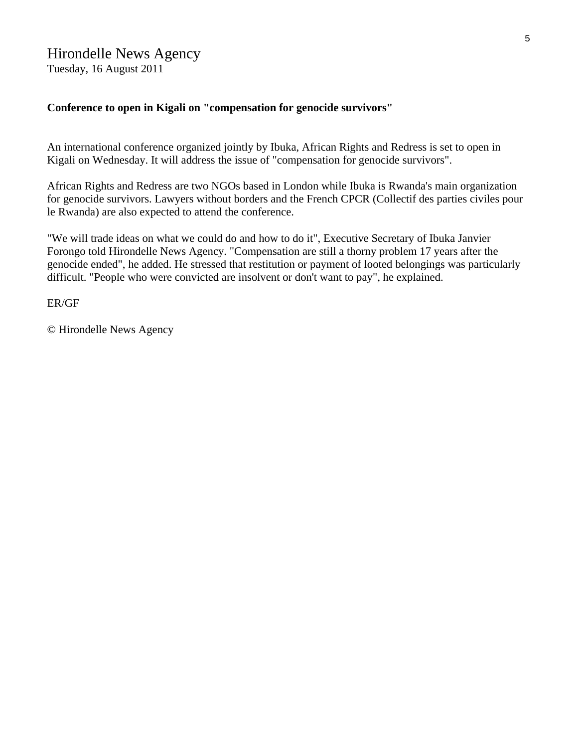Hirondelle News Agency
Tuesday, 16 August 2011

**Conference to open in Kigali on "compensation for genocide survivors"**

An international conference organized jointly by Ibuka, African Rights and Redress is set to open in Kigali on Wednesday. It will address the issue of "compensation for genocide survivors".

African Rights and Redress are two NGOs based in London while Ibuka is Rwanda's main organization for genocide survivors. Lawyers without borders and the French CPCR (Collectif des parties civiles pour le Rwanda) are also expected to attend the conference.

"We will trade ideas on what we could do and how to do it", Executive Secretary of Ibuka Janvier Forongo told Hirondelle News Agency. "Compensation are still a thorny problem 17 years after the genocide ended", he added. He stressed that restitution or payment of looted belongings was particularly difficult. "People who were convicted are insolvent or don't want to pay", he explained.

ER/GF

© Hirondelle News Agency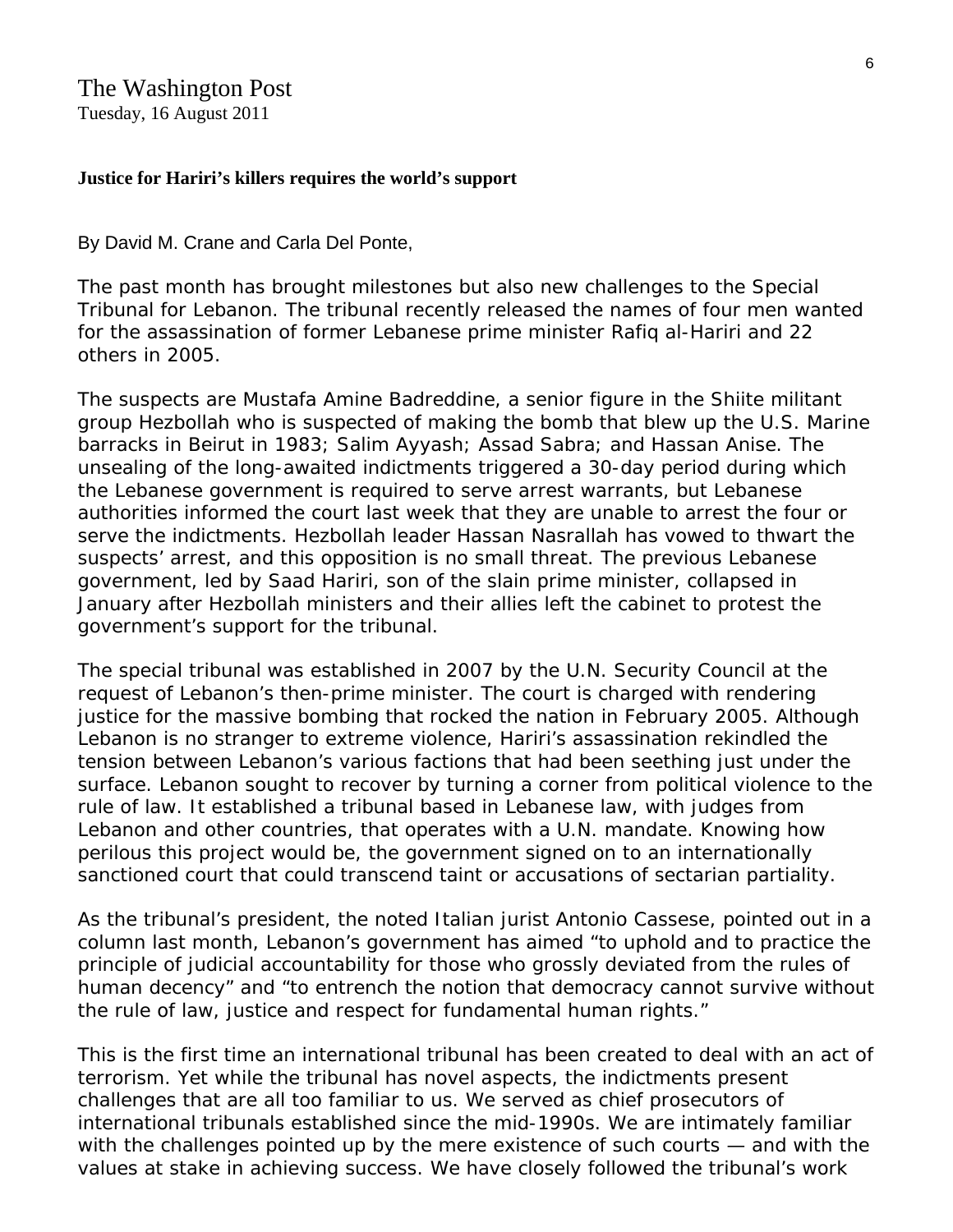The Washington Post
Tuesday, 16 August 2011

**Justice for Hariri's killers requires the world's support**

By David M. Crane and Carla Del Ponte,

The past month has brought milestones but also new challenges to the Special Tribunal for Lebanon. The tribunal recently released the names of four men wanted for the assassination of former Lebanese prime minister Rafiq al-Hariri and 22 others in 2005.

The suspects are Mustafa Amine Badreddine, a senior figure in the Shiite militant group Hezbollah who is suspected of making the bomb that blew up the U.S. Marine barracks in Beirut in 1983; Salim Ayyash; Assad Sabra; and Hassan Anise. The unsealing of the long-awaited indictments triggered a 30-day period during which the Lebanese government is required to serve arrest warrants, but Lebanese authorities informed the court last week that they are unable to arrest the four or serve the indictments. Hezbollah leader Hassan Nasrallah has vowed to thwart the suspects' arrest, and this opposition is no small threat. The previous Lebanese government, led by Saad Hariri, son of the slain prime minister, collapsed in January after Hezbollah ministers and their allies left the cabinet to protest the government's support for the tribunal.

The special tribunal was established in 2007 by the U.N. Security Council at the request of Lebanon's then-prime minister. The court is charged with rendering justice for the massive bombing that rocked the nation in February 2005. Although Lebanon is no stranger to extreme violence, Hariri's assassination rekindled the tension between Lebanon's various factions that had been seething just under the surface. Lebanon sought to recover by turning a corner from political violence to the rule of law. It established a tribunal based in Lebanese law, with judges from Lebanon and other countries, that operates with a U.N. mandate. Knowing how perilous this project would be, the government signed on to an internationally sanctioned court that could transcend taint or accusations of sectarian partiality.

As the tribunal's president, the noted Italian jurist Antonio Cassese, pointed out in a column last month, Lebanon's government has aimed "to uphold and to practice the principle of judicial accountability for those who grossly deviated from the rules of human decency" and "to entrench the notion that democracy cannot survive without the rule of law, justice and respect for fundamental human rights."

This is the first time an international tribunal has been created to deal with an act of terrorism. Yet while the tribunal has novel aspects, the indictments present challenges that are all too familiar to us. We served as chief prosecutors of international tribunals established since the mid-1990s. We are intimately familiar with the challenges pointed up by the mere existence of such courts — and with the values at stake in achieving success. We have closely followed the tribunal's work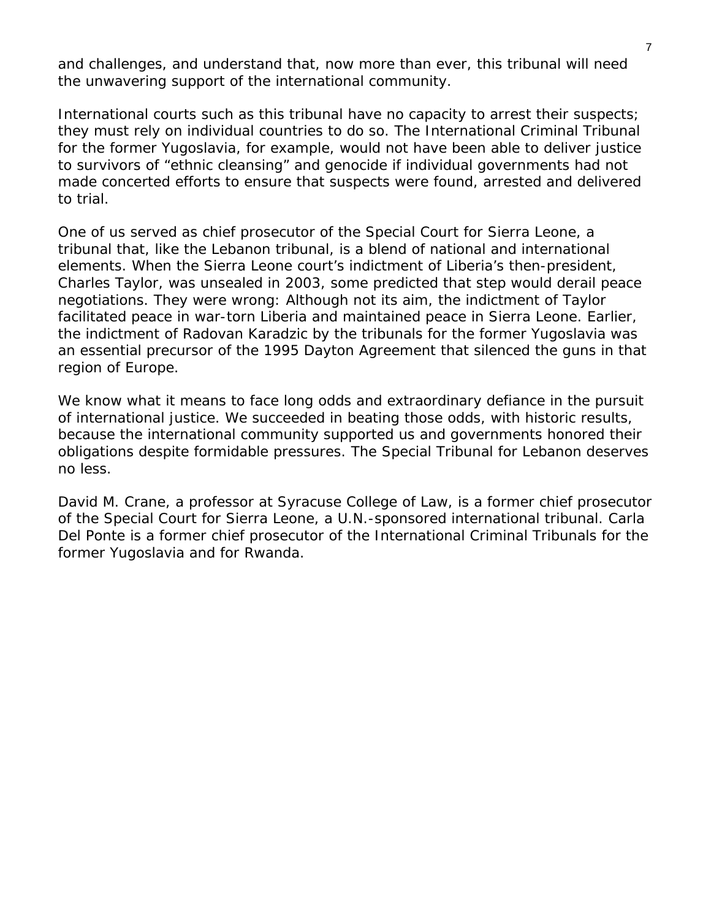and challenges, and understand that, now more than ever, this tribunal will need the unwavering support of the international community.

International courts such as this tribunal have no capacity to arrest their suspects; they must rely on individual countries to do so. The International Criminal Tribunal for the former Yugoslavia, for example, would not have been able to deliver justice to survivors of "ethnic cleansing" and genocide if individual governments had not made concerted efforts to ensure that suspects were found, arrested and delivered to trial.

One of us served as chief prosecutor of the Special Court for Sierra Leone, a tribunal that, like the Lebanon tribunal, is a blend of national and international elements. When the Sierra Leone court's indictment of Liberia's then-president, Charles Taylor, was unsealed in 2003, some predicted that step would derail peace negotiations. They were wrong: Although not its aim, the indictment of Taylor facilitated peace in war-torn Liberia and maintained peace in Sierra Leone. Earlier, the indictment of Radovan Karadzic by the tribunals for the former Yugoslavia was an essential precursor of the 1995 Dayton Agreement that silenced the guns in that region of Europe.

We know what it means to face long odds and extraordinary defiance in the pursuit of international justice. We succeeded in beating those odds, with historic results, because the international community supported us and governments honored their obligations despite formidable pressures. The Special Tribunal for Lebanon deserves no less.

David M. Crane, a professor at Syracuse College of Law, is a former chief prosecutor of the Special Court for Sierra Leone, a U.N.-sponsored international tribunal. Carla Del Ponte is a former chief prosecutor of the International Criminal Tribunals for the former Yugoslavia and for Rwanda.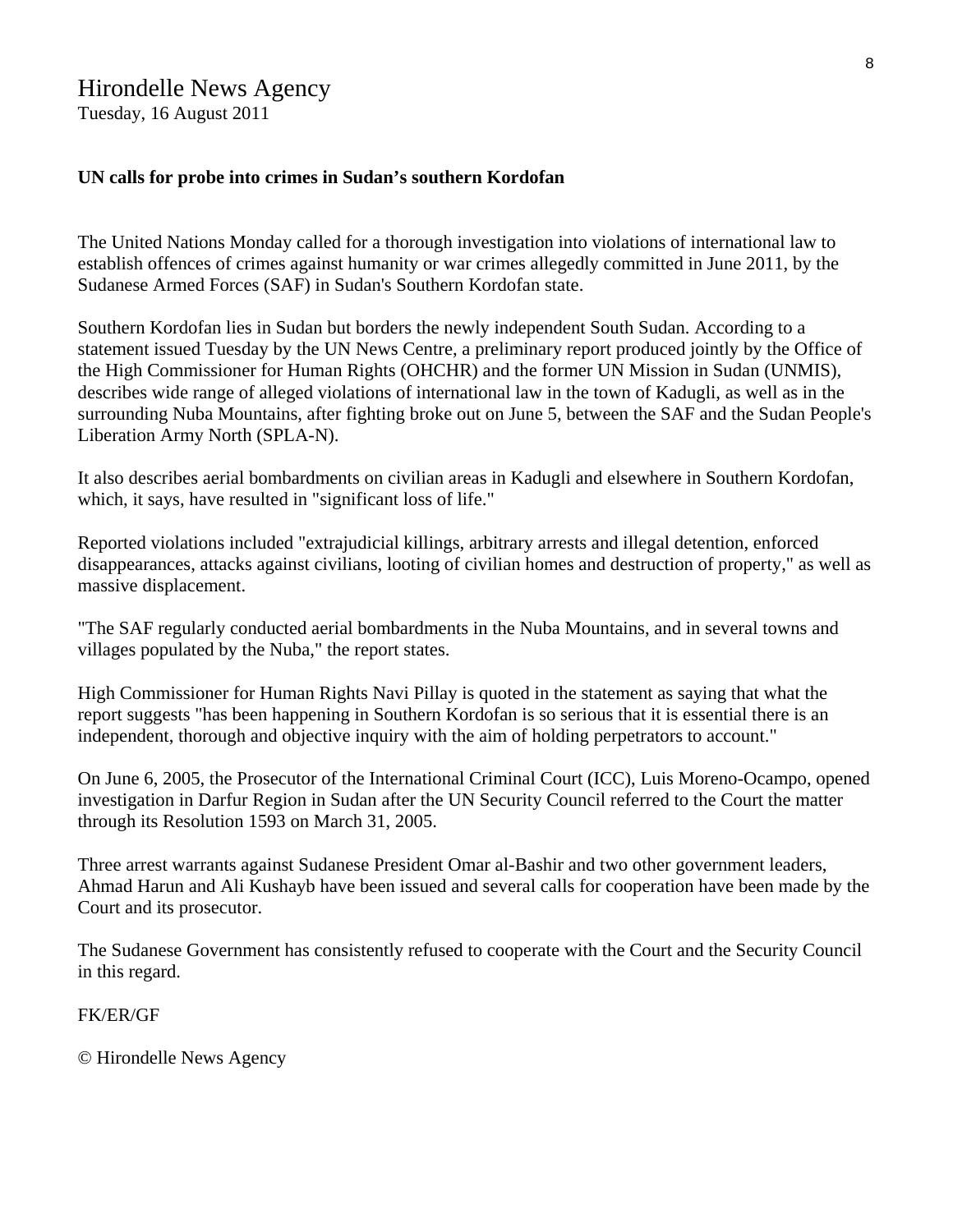Hirondelle News Agency

Tuesday, 16 August 2011

**UN calls for probe into crimes in Sudan's southern Kordofan**

The United Nations Monday called for a thorough investigation into violations of international law to establish offences of crimes against humanity or war crimes allegedly committed in June 2011, by the Sudanese Armed Forces (SAF) in Sudan's Southern Kordofan state.

Southern Kordofan lies in Sudan but borders the newly independent South Sudan. According to a statement issued Tuesday by the UN News Centre, a preliminary report produced jointly by the Office of the High Commissioner for Human Rights (OHCHR) and the former UN Mission in Sudan (UNMIS), describes wide range of alleged violations of international law in the town of Kadugli, as well as in the surrounding Nuba Mountains, after fighting broke out on June 5, between the SAF and the Sudan People's Liberation Army North (SPLA-N).

It also describes aerial bombardments on civilian areas in Kadugli and elsewhere in Southern Kordofan, which, it says, have resulted in "significant loss of life."

Reported violations included "extrajudicial killings, arbitrary arrests and illegal detention, enforced disappearances, attacks against civilians, looting of civilian homes and destruction of property," as well as massive displacement.

"The SAF regularly conducted aerial bombardments in the Nuba Mountains, and in several towns and villages populated by the Nuba," the report states.

High Commissioner for Human Rights Navi Pillay is quoted in the statement as saying that what the report suggests "has been happening in Southern Kordofan is so serious that it is essential there is an independent, thorough and objective inquiry with the aim of holding perpetrators to account."

On June 6, 2005, the Prosecutor of the International Criminal Court (ICC), Luis Moreno-Ocampo, opened investigation in Darfur Region in Sudan after the UN Security Council referred to the Court the matter through its Resolution 1593 on March 31, 2005.

Three arrest warrants against Sudanese President Omar al-Bashir and two other government leaders, Ahmad Harun and Ali Kushayb have been issued and several calls for cooperation have been made by the Court and its prosecutor.

The Sudanese Government has consistently refused to cooperate with the Court and the Security Council in this regard.

FK/ER/GF

© Hirondelle News Agency